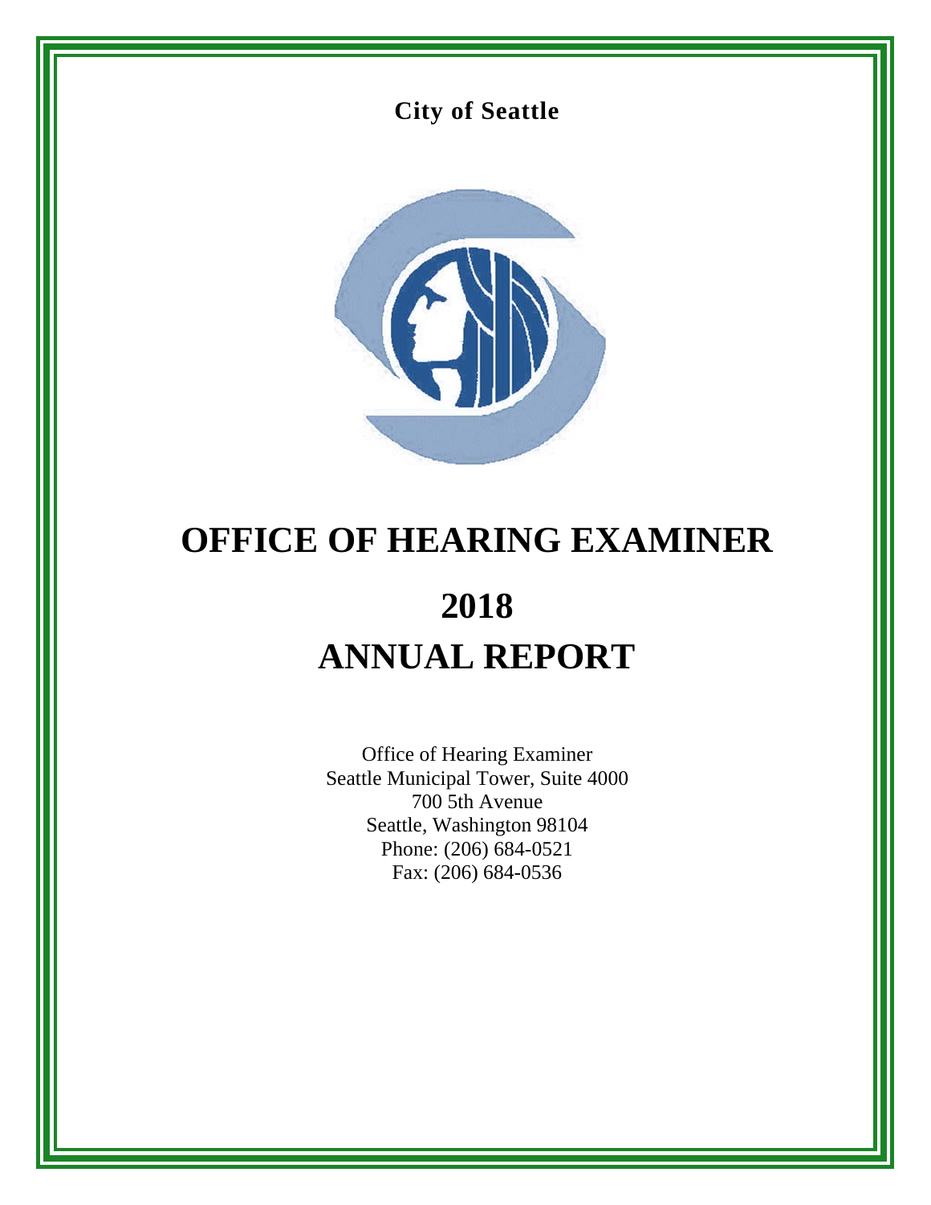**City of Seattle**

# OFFICE OF HEARING EXAMINER

# 2018
# ANNUAL REPORT

Office of Hearing Examiner
Seattle Municipal Tower, Suite 4000
700 5th Avenue
Seattle, Washington 98104
Phone: (206) 684-0521
Fax: (206) 684-0536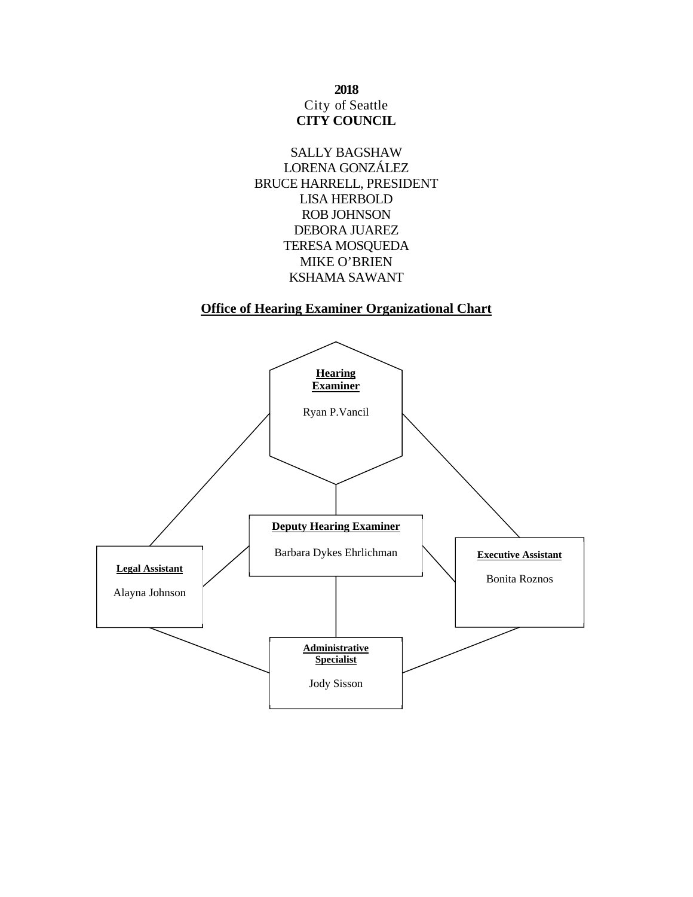**2018**

City of Seattle

**CITY COUNCIL**

SALLY BAGSHAW
LORENA GONZÁLEZ
BRUCE HARRELL, PRESIDENT
LISA HERBOLD
ROB JOHNSON
DEBORA JUAREZ
TERESA MOSQUEDA
MIKE O'BRIEN
KSHAMA SAWANT

## Office of Hearing Examiner Organizational Chart

**Hearing Examiner**

Ryan P.Vancil

**Deputy Hearing Examiner**

Barbara Dykes Ehrlichman

**Legal Assistant**

Alayna Johnson

**Executive Assistant**

Bonita Roznos

**Administrative Specialist**

Jody Sisson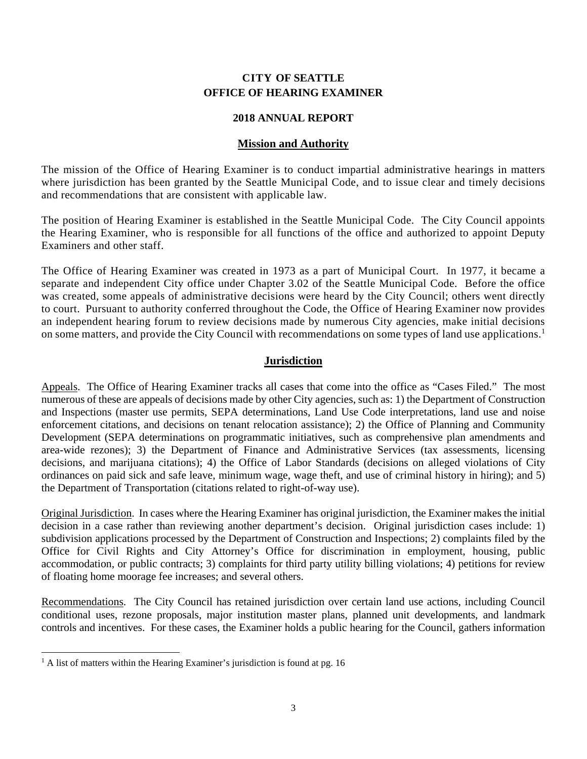# CITY OF SEATTLE
# OFFICE OF HEARING EXAMINER

## 2018 ANNUAL REPORT

## Mission and Authority

The mission of the Office of Hearing Examiner is to conduct impartial administrative hearings in matters where jurisdiction has been granted by the Seattle Municipal Code, and to issue clear and timely decisions and recommendations that are consistent with applicable law.

The position of Hearing Examiner is established in the Seattle Municipal Code. The City Council appoints the Hearing Examiner, who is responsible for all functions of the office and authorized to appoint Deputy Examiners and other staff.

The Office of Hearing Examiner was created in 1973 as a part of Municipal Court. In 1977, it became a separate and independent City office under Chapter 3.02 of the Seattle Municipal Code. Before the office was created, some appeals of administrative decisions were heard by the City Council; others went directly to court. Pursuant to authority conferred throughout the Code, the Office of Hearing Examiner now provides an independent hearing forum to review decisions made by numerous City agencies, make initial decisions on some matters, and provide the City Council with recommendations on some types of land use applications.[1]

## Jurisdiction

Appeals. The Office of Hearing Examiner tracks all cases that come into the office as "Cases Filed." The most numerous of these are appeals of decisions made by other City agencies, such as: 1) the Department of Construction and Inspections (master use permits, SEPA determinations, Land Use Code interpretations, land use and noise enforcement citations, and decisions on tenant relocation assistance); 2) the Office of Planning and Community Development (SEPA determinations on programmatic initiatives, such as comprehensive plan amendments and area-wide rezones); 3) the Department of Finance and Administrative Services (tax assessments, licensing decisions, and marijuana citations); 4) the Office of Labor Standards (decisions on alleged violations of City ordinances on paid sick and safe leave, minimum wage, wage theft, and use of criminal history in hiring); and 5) the Department of Transportation (citations related to right-of-way use).

Original Jurisdiction. In cases where the Hearing Examiner has original jurisdiction, the Examiner makes the initial decision in a case rather than reviewing another department's decision. Original jurisdiction cases include: 1) subdivision applications processed by the Department of Construction and Inspections; 2) complaints filed by the Office for Civil Rights and City Attorney's Office for discrimination in employment, housing, public accommodation, or public contracts; 3) complaints for third party utility billing violations; 4) petitions for review of floating home moorage fee increases; and several others.

Recommendations. The City Council has retained jurisdiction over certain land use actions, including Council conditional uses, rezone proposals, major institution master plans, planned unit developments, and landmark controls and incentives. For these cases, the Examiner holds a public hearing for the Council, gathers information

---

[1] A list of matters within the Hearing Examiner's jurisdiction is found at pg. 16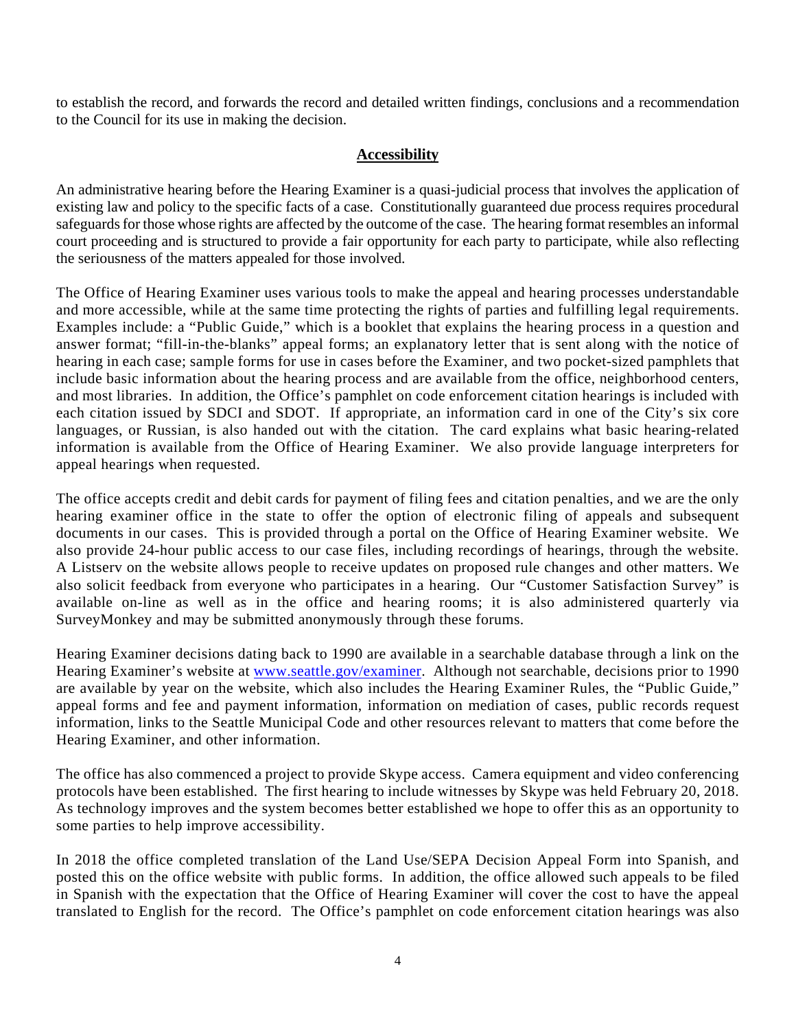to establish the record, and forwards the record and detailed written findings, conclusions and a recommendation to the Council for its use in making the decision.

## Accessibility

An administrative hearing before the Hearing Examiner is a quasi-judicial process that involves the application of existing law and policy to the specific facts of a case. Constitutionally guaranteed due process requires procedural safeguards for those whose rights are affected by the outcome of the case. The hearing format resembles an informal court proceeding and is structured to provide a fair opportunity for each party to participate, while also reflecting the seriousness of the matters appealed for those involved.

The Office of Hearing Examiner uses various tools to make the appeal and hearing processes understandable and more accessible, while at the same time protecting the rights of parties and fulfilling legal requirements. Examples include: a "Public Guide," which is a booklet that explains the hearing process in a question and answer format; "fill-in-the-blanks" appeal forms; an explanatory letter that is sent along with the notice of hearing in each case; sample forms for use in cases before the Examiner, and two pocket-sized pamphlets that include basic information about the hearing process and are available from the office, neighborhood centers, and most libraries. In addition, the Office's pamphlet on code enforcement citation hearings is included with each citation issued by SDCI and SDOT. If appropriate, an information card in one of the City's six core languages, or Russian, is also handed out with the citation. The card explains what basic hearing-related information is available from the Office of Hearing Examiner. We also provide language interpreters for appeal hearings when requested.

The office accepts credit and debit cards for payment of filing fees and citation penalties, and we are the only hearing examiner office in the state to offer the option of electronic filing of appeals and subsequent documents in our cases. This is provided through a portal on the Office of Hearing Examiner website. We also provide 24-hour public access to our case files, including recordings of hearings, through the website. A Listserv on the website allows people to receive updates on proposed rule changes and other matters. We also solicit feedback from everyone who participates in a hearing. Our "Customer Satisfaction Survey" is available on-line as well as in the office and hearing rooms; it is also administered quarterly via SurveyMonkey and may be submitted anonymously through these forums.

Hearing Examiner decisions dating back to 1990 are available in a searchable database through a link on the Hearing Examiner's website at [www.seattle.gov/examiner](http://www.seattle.gov/examiner). Although not searchable, decisions prior to 1990 are available by year on the website, which also includes the Hearing Examiner Rules, the "Public Guide," appeal forms and fee and payment information, information on mediation of cases, public records request information, links to the Seattle Municipal Code and other resources relevant to matters that come before the Hearing Examiner, and other information.

The office has also commenced a project to provide Skype access. Camera equipment and video conferencing protocols have been established. The first hearing to include witnesses by Skype was held February 20, 2018. As technology improves and the system becomes better established we hope to offer this as an opportunity to some parties to help improve accessibility.

In 2018 the office completed translation of the Land Use/SEPA Decision Appeal Form into Spanish, and posted this on the office website with public forms. In addition, the office allowed such appeals to be filed in Spanish with the expectation that the Office of Hearing Examiner will cover the cost to have the appeal translated to English for the record. The Office's pamphlet on code enforcement citation hearings was also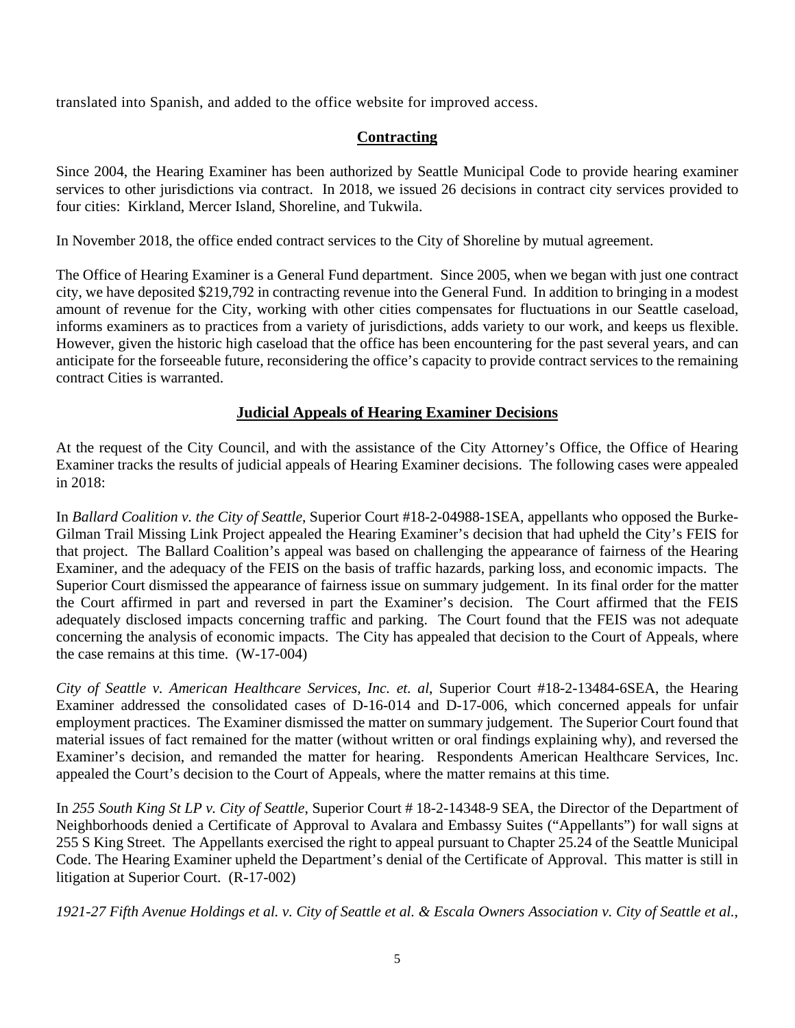translated into Spanish, and added to the office website for improved access.

## Contracting

Since 2004, the Hearing Examiner has been authorized by Seattle Municipal Code to provide hearing examiner services to other jurisdictions via contract. In 2018, we issued 26 decisions in contract city services provided to four cities: Kirkland, Mercer Island, Shoreline, and Tukwila.

In November 2018, the office ended contract services to the City of Shoreline by mutual agreement.

The Office of Hearing Examiner is a General Fund department. Since 2005, when we began with just one contract city, we have deposited $219,792 in contracting revenue into the General Fund. In addition to bringing in a modest amount of revenue for the City, working with other cities compensates for fluctuations in our Seattle caseload, informs examiners as to practices from a variety of jurisdictions, adds variety to our work, and keeps us flexible. However, given the historic high caseload that the office has been encountering for the past several years, and can anticipate for the forseeable future, reconsidering the office's capacity to provide contract services to the remaining contract Cities is warranted.

## Judicial Appeals of Hearing Examiner Decisions

At the request of the City Council, and with the assistance of the City Attorney's Office, the Office of Hearing Examiner tracks the results of judicial appeals of Hearing Examiner decisions. The following cases were appealed in 2018:

In *Ballard Coalition v. the City of Seattle*, Superior Court #18-2-04988-1SEA, appellants who opposed the Burke-Gilman Trail Missing Link Project appealed the Hearing Examiner's decision that had upheld the City's FEIS for that project. The Ballard Coalition's appeal was based on challenging the appearance of fairness of the Hearing Examiner, and the adequacy of the FEIS on the basis of traffic hazards, parking loss, and economic impacts. The Superior Court dismissed the appearance of fairness issue on summary judgement. In its final order for the matter the Court affirmed in part and reversed in part the Examiner's decision. The Court affirmed that the FEIS adequately disclosed impacts concerning traffic and parking. The Court found that the FEIS was not adequate concerning the analysis of economic impacts. The City has appealed that decision to the Court of Appeals, where the case remains at this time. (W-17-004)

*City of Seattle v. American Healthcare Services, Inc. et. al*, Superior Court #18-2-13484-6SEA, the Hearing Examiner addressed the consolidated cases of D-16-014 and D-17-006, which concerned appeals for unfair employment practices. The Examiner dismissed the matter on summary judgement. The Superior Court found that material issues of fact remained for the matter (without written or oral findings explaining why), and reversed the Examiner's decision, and remanded the matter for hearing. Respondents American Healthcare Services, Inc. appealed the Court's decision to the Court of Appeals, where the matter remains at this time.

In *255 South King St LP v. City of Seattle*, Superior Court # 18-2-14348-9 SEA, the Director of the Department of Neighborhoods denied a Certificate of Approval to Avalara and Embassy Suites ("Appellants") for wall signs at 255 S King Street. The Appellants exercised the right to appeal pursuant to Chapter 25.24 of the Seattle Municipal Code. The Hearing Examiner upheld the Department's denial of the Certificate of Approval. This matter is still in litigation at Superior Court. (R-17-002)

*1921-27 Fifth Avenue Holdings et al. v. City of Seattle et al. & Escala Owners Association v. City of Seattle et al.*,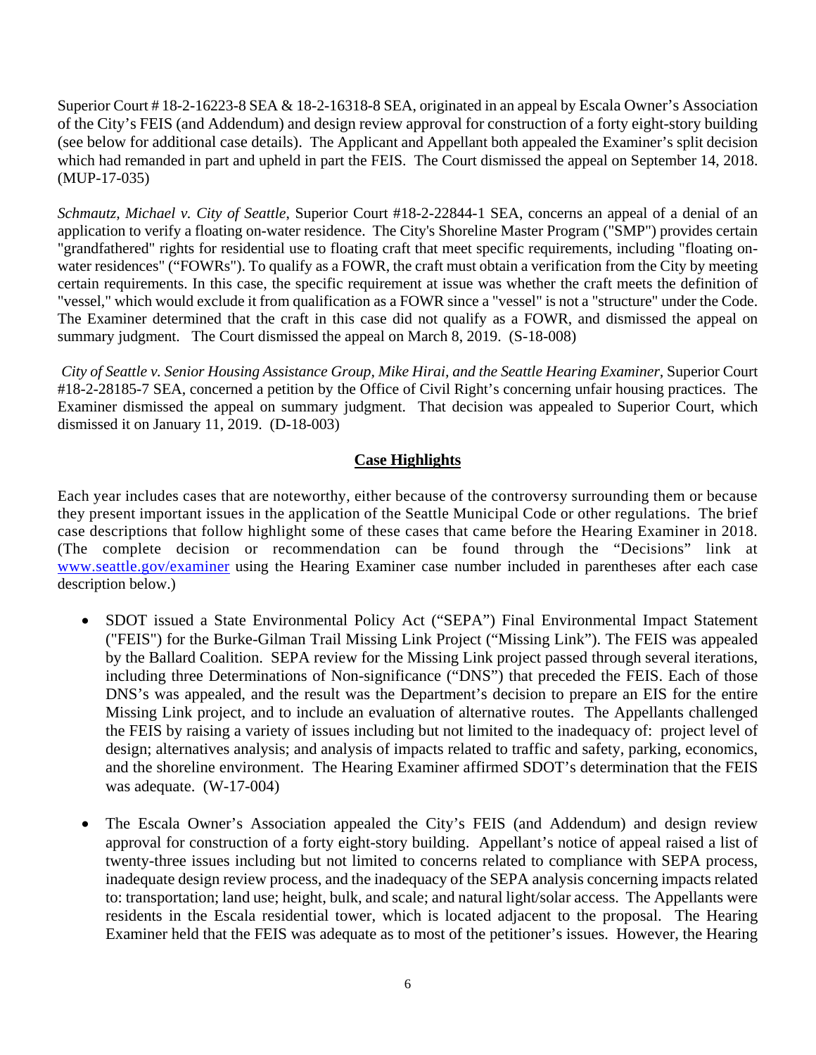Superior Court # 18-2-16223-8 SEA & 18-2-16318-8 SEA, originated in an appeal by Escala Owner's Association of the City's FEIS (and Addendum) and design review approval for construction of a forty eight-story building (see below for additional case details). The Applicant and Appellant both appealed the Examiner's split decision which had remanded in part and upheld in part the FEIS. The Court dismissed the appeal on September 14, 2018. (MUP-17-035)

*Schmautz, Michael v. City of Seattle*, Superior Court #18-2-22844-1 SEA, concerns an appeal of a denial of an application to verify a floating on-water residence. The City's Shoreline Master Program ("SMP") provides certain "grandfathered" rights for residential use to floating craft that meet specific requirements, including "floating on-water residences" ("FOWRs"). To qualify as a FOWR, the craft must obtain a verification from the City by meeting certain requirements. In this case, the specific requirement at issue was whether the craft meets the definition of "vessel," which would exclude it from qualification as a FOWR since a "vessel" is not a "structure" under the Code. The Examiner determined that the craft in this case did not qualify as a FOWR, and dismissed the appeal on summary judgment. The Court dismissed the appeal on March 8, 2019. (S-18-008)

*City of Seattle v. Senior Housing Assistance Group, Mike Hirai, and the Seattle Hearing Examiner*, Superior Court #18-2-28185-7 SEA, concerned a petition by the Office of Civil Right's concerning unfair housing practices. The Examiner dismissed the appeal on summary judgment. That decision was appealed to Superior Court, which dismissed it on January 11, 2019. (D-18-003)

## Case Highlights

Each year includes cases that are noteworthy, either because of the controversy surrounding them or because they present important issues in the application of the Seattle Municipal Code or other regulations. The brief case descriptions that follow highlight some of these cases that came before the Hearing Examiner in 2018. (The complete decision or recommendation can be found through the "Decisions" link at www.seattle.gov/examiner using the Hearing Examiner case number included in parentheses after each case description below.)

- SDOT issued a State Environmental Policy Act ("SEPA") Final Environmental Impact Statement ("FEIS") for the Burke-Gilman Trail Missing Link Project ("Missing Link"). The FEIS was appealed by the Ballard Coalition. SEPA review for the Missing Link project passed through several iterations, including three Determinations of Non-significance ("DNS") that preceded the FEIS. Each of those DNS's was appealed, and the result was the Department's decision to prepare an EIS for the entire Missing Link project, and to include an evaluation of alternative routes. The Appellants challenged the FEIS by raising a variety of issues including but not limited to the inadequacy of: project level of design; alternatives analysis; and analysis of impacts related to traffic and safety, parking, economics, and the shoreline environment. The Hearing Examiner affirmed SDOT's determination that the FEIS was adequate. (W-17-004)

- The Escala Owner's Association appealed the City's FEIS (and Addendum) and design review approval for construction of a forty eight-story building. Appellant's notice of appeal raised a list of twenty-three issues including but not limited to concerns related to compliance with SEPA process, inadequate design review process, and the inadequacy of the SEPA analysis concerning impacts related to: transportation; land use; height, bulk, and scale; and natural light/solar access. The Appellants were residents in the Escala residential tower, which is located adjacent to the proposal. The Hearing Examiner held that the FEIS was adequate as to most of the petitioner's issues. However, the Hearing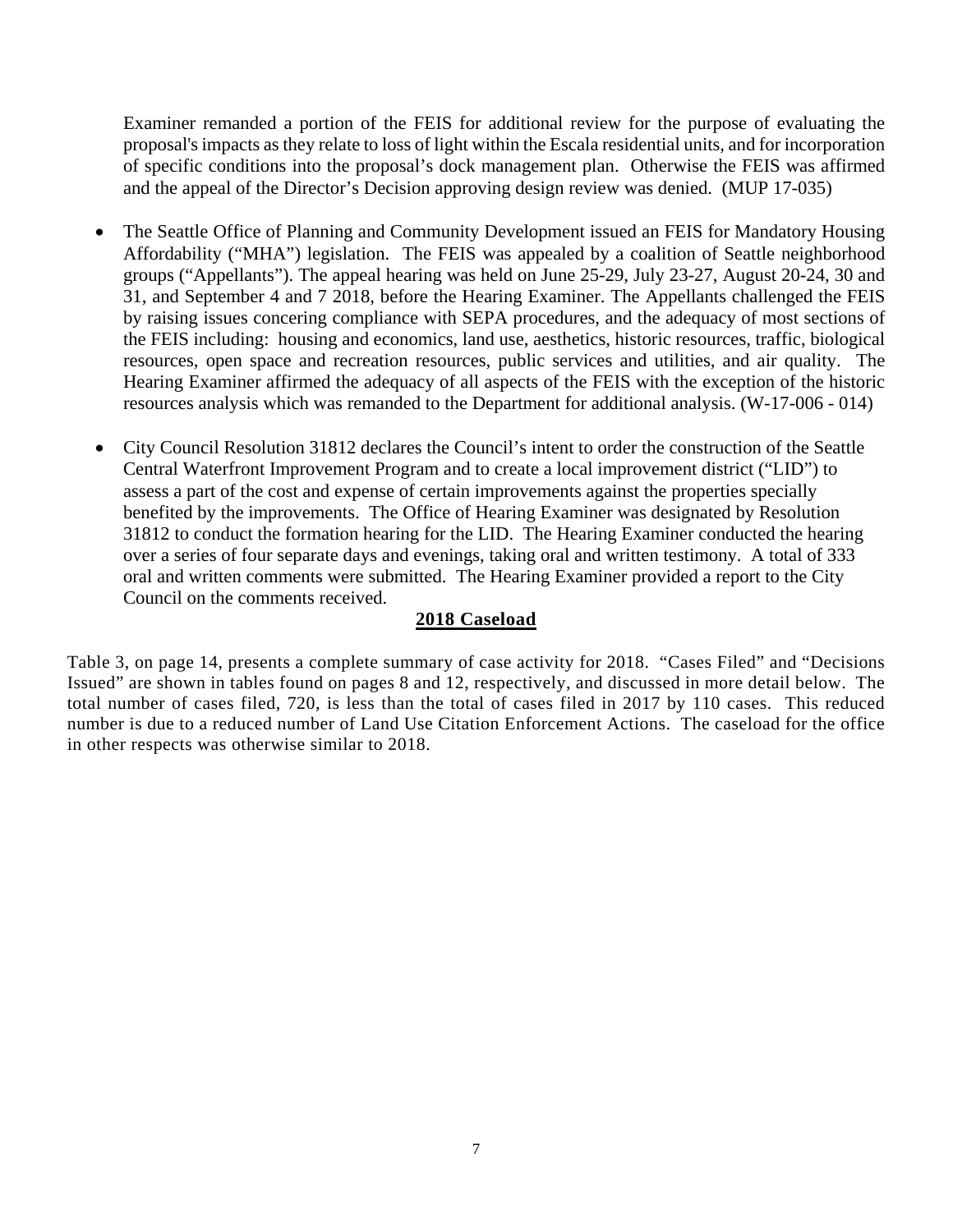Examiner remanded a portion of the FEIS for additional review for the purpose of evaluating the proposal's impacts as they relate to loss of light within the Escala residential units, and for incorporation of specific conditions into the proposal's dock management plan. Otherwise the FEIS was affirmed and the appeal of the Director's Decision approving design review was denied. (MUP 17-035)

- The Seattle Office of Planning and Community Development issued an FEIS for Mandatory Housing Affordability ("MHA") legislation. The FEIS was appealed by a coalition of Seattle neighborhood groups ("Appellants"). The appeal hearing was held on June 25-29, July 23-27, August 20-24, 30 and 31, and September 4 and 7 2018, before the Hearing Examiner. The Appellants challenged the FEIS by raising issues concering compliance with SEPA procedures, and the adequacy of most sections of the FEIS including: housing and economics, land use, aesthetics, historic resources, traffic, biological resources, open space and recreation resources, public services and utilities, and air quality. The Hearing Examiner affirmed the adequacy of all aspects of the FEIS with the exception of the historic resources analysis which was remanded to the Department for additional analysis. (W-17-006 - 014)

- City Council Resolution 31812 declares the Council's intent to order the construction of the Seattle Central Waterfront Improvement Program and to create a local improvement district ("LID") to assess a part of the cost and expense of certain improvements against the properties specially benefited by the improvements. The Office of Hearing Examiner was designated by Resolution 31812 to conduct the formation hearing for the LID. The Hearing Examiner conducted the hearing over a series of four separate days and evenings, taking oral and written testimony. A total of 333 oral and written comments were submitted. The Hearing Examiner provided a report to the City Council on the comments received.

## **2018 Caseload**

Table 3, on page 14, presents a complete summary of case activity for 2018. "Cases Filed" and "Decisions Issued" are shown in tables found on pages 8 and 12, respectively, and discussed in more detail below. The total number of cases filed, 720, is less than the total of cases filed in 2017 by 110 cases. This reduced number is due to a reduced number of Land Use Citation Enforcement Actions. The caseload for the office in other respects was otherwise similar to 2018.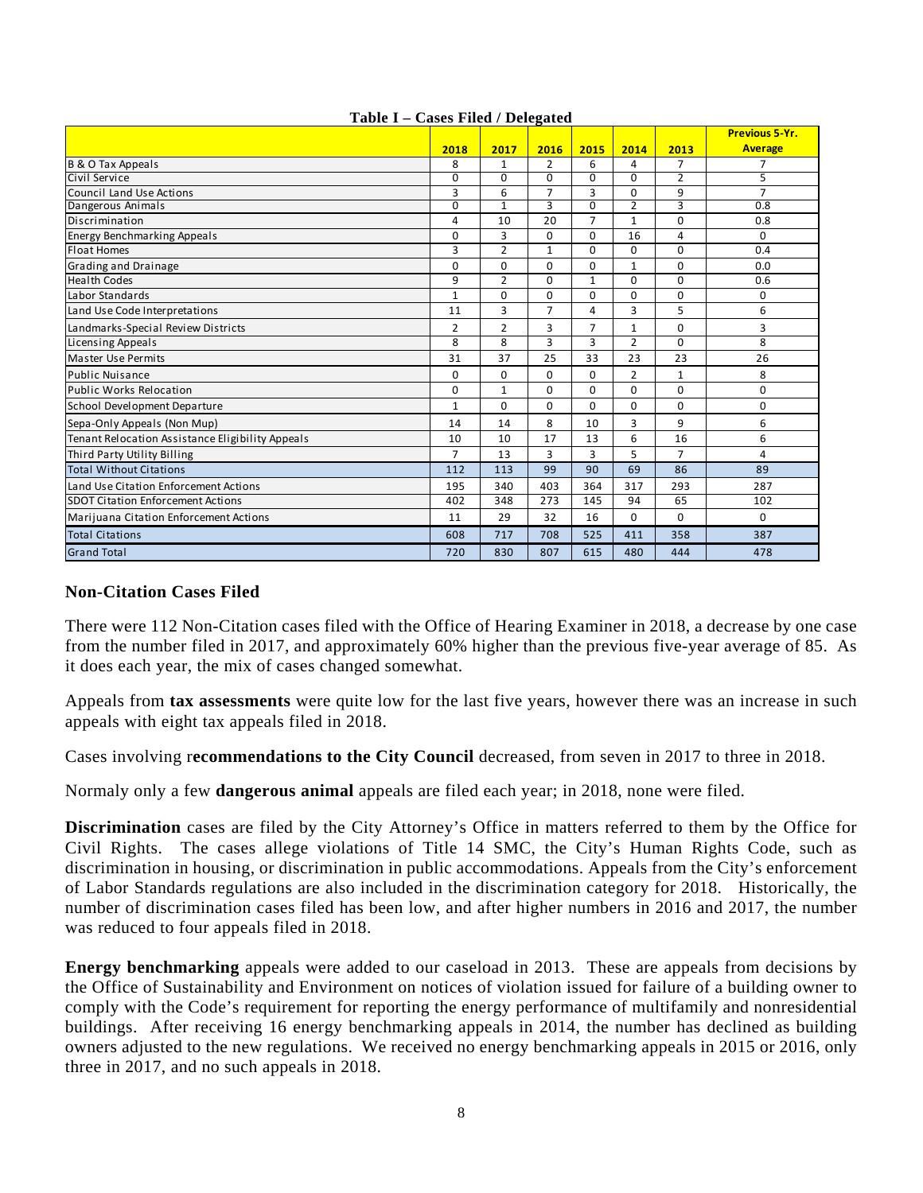**Table I – Cases Filed / Delegated**

| | 2018 | 2017 | 2016 | 2015 | 2014 | 2013 | Previous 5-Yr. Average |
|---|---|---|---|---|---|---|---|
| B & O Tax Appeals | 8 | 1 | 2 | 6 | 4 | 7 | 7 |
| Civil Service | 0 | 0 | 0 | 0 | 0 | 2 | 5 |
| Council Land Use Actions | 3 | 6 | 7 | 3 | 0 | 9 | 7 |
| Dangerous Animals | 0 | 1 | 3 | 0 | 2 | 3 | 0.8 |
| Discrimination | 4 | 10 | 20 | 7 | 1 | 0 | 0.8 |
| Energy Benchmarking Appeals | 0 | 3 | 0 | 0 | 16 | 4 | 0 |
| Float Homes | 3 | 2 | 1 | 0 | 0 | 0 | 0.4 |
| Grading and Drainage | 0 | 0 | 0 | 0 | 1 | 0 | 0.0 |
| Health Codes | 9 | 2 | 0 | 1 | 0 | 0 | 0.6 |
| Labor Standards | 1 | 0 | 0 | 0 | 0 | 0 | 0 |
| Land Use Code Interpretations | 11 | 3 | 7 | 4 | 3 | 5 | 6 |
| Landmarks-Special Review Districts | 2 | 2 | 3 | 7 | 1 | 0 | 3 |
| Licensing Appeals | 8 | 8 | 3 | 3 | 2 | 0 | 8 |
| Master Use Permits | 31 | 37 | 25 | 33 | 23 | 23 | 26 |
| Public Nuisance | 0 | 0 | 0 | 0 | 2 | 1 | 8 |
| Public Works Relocation | 0 | 1 | 0 | 0 | 0 | 0 | 0 |
| School Development Departure | 1 | 0 | 0 | 0 | 0 | 0 | 0 |
| Sepa-Only Appeals (Non Mup) | 14 | 14 | 8 | 10 | 3 | 9 | 6 |
| Tenant Relocation Assistance Eligibility Appeals | 10 | 10 | 17 | 13 | 6 | 16 | 6 |
| Third Party Utility Billing | 7 | 13 | 3 | 3 | 5 | 7 | 4 |
| Total Without Citations | 112 | 113 | 99 | 90 | 69 | 86 | 89 |
| Land Use Citation Enforcement Actions | 195 | 340 | 403 | 364 | 317 | 293 | 287 |
| SDOT Citation Enforcement Actions | 402 | 348 | 273 | 145 | 94 | 65 | 102 |
| Marijuana Citation Enforcement Actions | 11 | 29 | 32 | 16 | 0 | 0 | 0 |
| Total Citations | 608 | 717 | 708 | 525 | 411 | 358 | 387 |
| Grand Total | 720 | 830 | 807 | 615 | 480 | 444 | 478 |

### Non-Citation Cases Filed

There were 112 Non-Citation cases filed with the Office of Hearing Examiner in 2018, a decrease by one case from the number filed in 2017, and approximately 60% higher than the previous five-year average of 85. As it does each year, the mix of cases changed somewhat.

Appeals from **tax assessments** were quite low for the last five years, however there was an increase in such appeals with eight tax appeals filed in 2018.

Cases involving r**ecommendations to the City Council** decreased, from seven in 2017 to three in 2018.

Normaly only a few **dangerous animal** appeals are filed each year; in 2018, none were filed.

**Discrimination** cases are filed by the City Attorney's Office in matters referred to them by the Office for Civil Rights. The cases allege violations of Title 14 SMC, the City's Human Rights Code, such as discrimination in housing, or discrimination in public accommodations. Appeals from the City's enforcement of Labor Standards regulations are also included in the discrimination category for 2018. Historically, the number of discrimination cases filed has been low, and after higher numbers in 2016 and 2017, the number was reduced to four appeals filed in 2018.

**Energy benchmarking** appeals were added to our caseload in 2013. These are appeals from decisions by the Office of Sustainability and Environment on notices of violation issued for failure of a building owner to comply with the Code's requirement for reporting the energy performance of multifamily and nonresidential buildings. After receiving 16 energy benchmarking appeals in 2014, the number has declined as building owners adjusted to the new regulations. We received no energy benchmarking appeals in 2015 or 2016, only three in 2017, and no such appeals in 2018.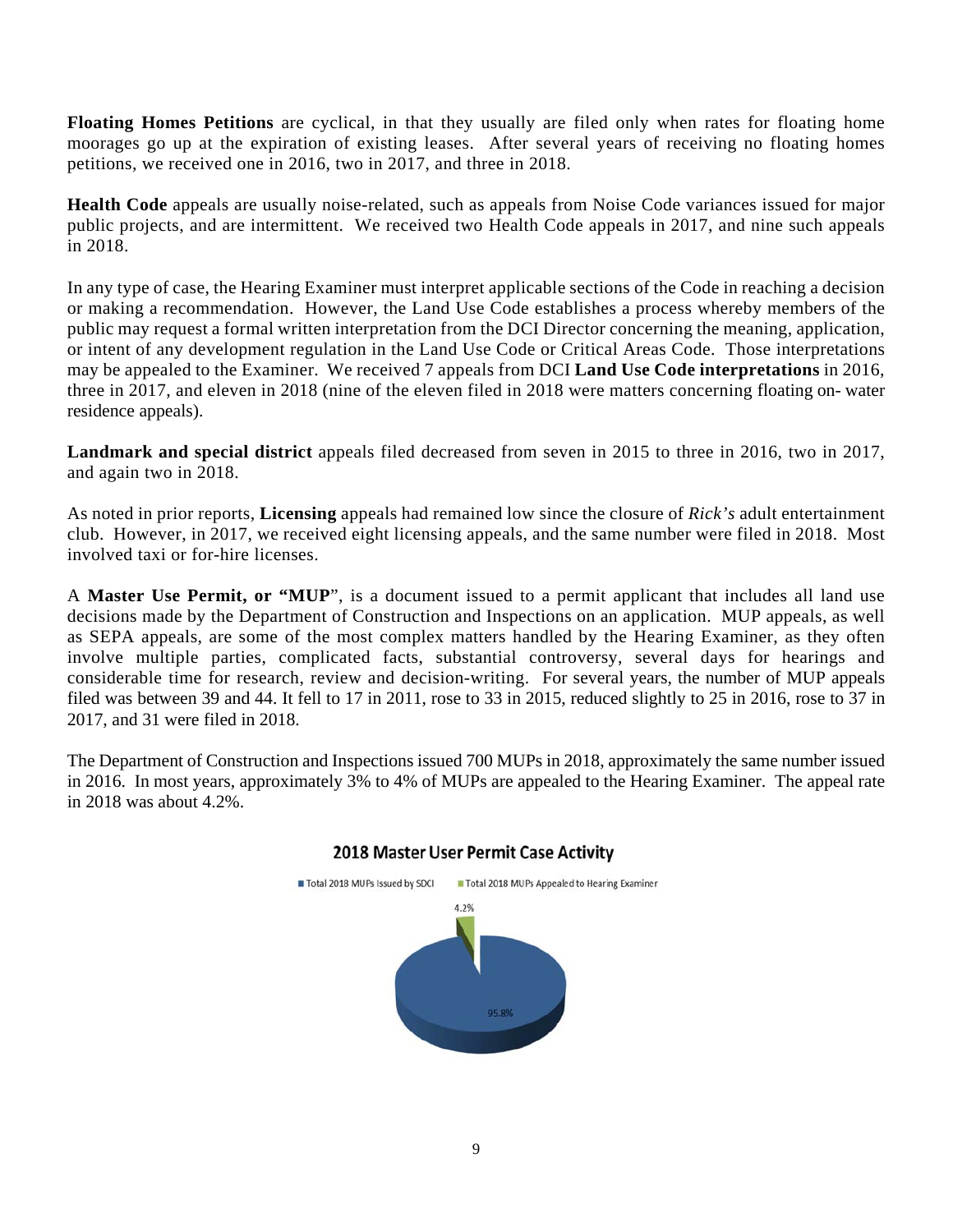**Floating Homes Petitions** are cyclical, in that they usually are filed only when rates for floating home moorages go up at the expiration of existing leases. After several years of receiving no floating homes petitions, we received one in 2016, two in 2017, and three in 2018.

**Health Code** appeals are usually noise-related, such as appeals from Noise Code variances issued for major public projects, and are intermittent. We received two Health Code appeals in 2017, and nine such appeals in 2018.

In any type of case, the Hearing Examiner must interpret applicable sections of the Code in reaching a decision or making a recommendation. However, the Land Use Code establishes a process whereby members of the public may request a formal written interpretation from the DCI Director concerning the meaning, application, or intent of any development regulation in the Land Use Code or Critical Areas Code. Those interpretations may be appealed to the Examiner. We received 7 appeals from DCI **Land Use Code interpretations** in 2016, three in 2017, and eleven in 2018 (nine of the eleven filed in 2018 were matters concerning floating on- water residence appeals).

**Landmark and special district** appeals filed decreased from seven in 2015 to three in 2016, two in 2017, and again two in 2018.

As noted in prior reports, **Licensing** appeals had remained low since the closure of *Rick's* adult entertainment club. However, in 2017, we received eight licensing appeals, and the same number were filed in 2018. Most involved taxi or for-hire licenses.

A **Master Use Permit, or "MUP"**, is a document issued to a permit applicant that includes all land use decisions made by the Department of Construction and Inspections on an application. MUP appeals, as well as SEPA appeals, are some of the most complex matters handled by the Hearing Examiner, as they often involve multiple parties, complicated facts, substantial controversy, several days for hearings and considerable time for research, review and decision-writing. For several years, the number of MUP appeals filed was between 39 and 44. It fell to 17 in 2011, rose to 33 in 2015, reduced slightly to 25 in 2016, rose to 37 in 2017, and 31 were filed in 2018.

The Department of Construction and Inspections issued 700 MUPs in 2018, approximately the same number issued in 2016. In most years, approximately 3% to 4% of MUPs are appealed to the Hearing Examiner. The appeal rate in 2018 was about 4.2%.

**2018 Master User Permit Case Activity**

| | |
|---|---|
| Total 2018 MUPs Issued by SDCI | 95.8% |
| Total 2018 MUPs Appealed to Hearing Examiner | 4.2% |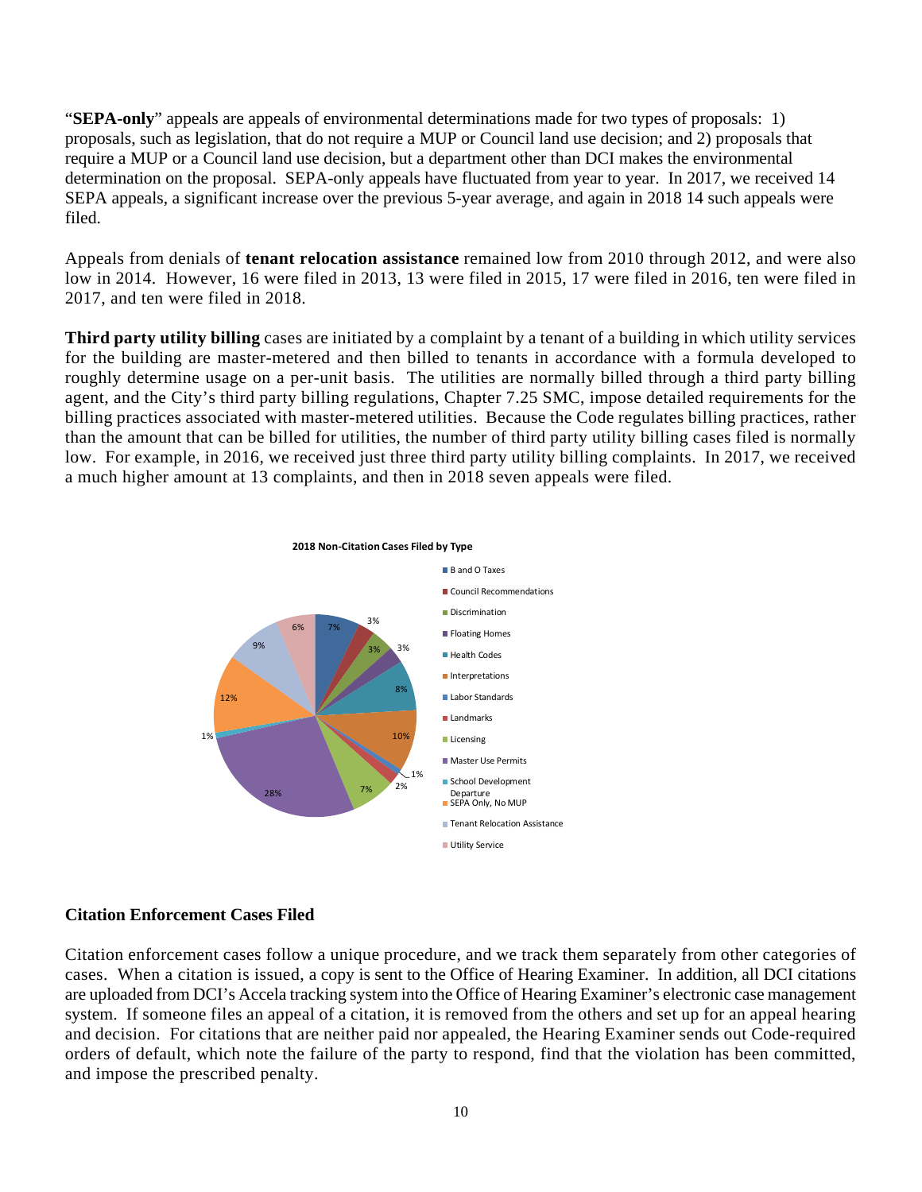"**SEPA-only**" appeals are appeals of environmental determinations made for two types of proposals: 1) proposals, such as legislation, that do not require a MUP or Council land use decision; and 2) proposals that require a MUP or a Council land use decision, but a department other than DCI makes the environmental determination on the proposal. SEPA-only appeals have fluctuated from year to year. In 2017, we received 14 SEPA appeals, a significant increase over the previous 5-year average, and again in 2018 14 such appeals were filed.

Appeals from denials of **tenant relocation assistance** remained low from 2010 through 2012, and were also low in 2014. However, 16 were filed in 2013, 13 were filed in 2015, 17 were filed in 2016, ten were filed in 2017, and ten were filed in 2018.

**Third party utility billing** cases are initiated by a complaint by a tenant of a building in which utility services for the building are master-metered and then billed to tenants in accordance with a formula developed to roughly determine usage on a per-unit basis. The utilities are normally billed through a third party billing agent, and the City's third party billing regulations, Chapter 7.25 SMC, impose detailed requirements for the billing practices associated with master-metered utilities. Because the Code regulates billing practices, rather than the amount that can be billed for utilities, the number of third party utility billing cases filed is normally low. For example, in 2016, we received just three third party utility billing complaints. In 2017, we received a much higher amount at 13 complaints, and then in 2018 seven appeals were filed.

**2018 Non-Citation Cases Filed by Type**

| Type | Percent |
|---|---|
| B and O Taxes | 7% |
| Council Recommendations | 3% |
| Discrimination | 3% |
| Floating Homes | 3% |
| Health Codes | 8% |
| Interpretations | 10% |
| Labor Standards | 1% |
| Landmarks | 2% |
| Licensing | 7% |
| Master Use Permits | 28% |
| School Development Departure | 1% |
| SEPA Only, No MUP | 12% |
| Tenant Relocation Assistance | 9% |
| Utility Service | 6% |

## Citation Enforcement Cases Filed

Citation enforcement cases follow a unique procedure, and we track them separately from other categories of cases. When a citation is issued, a copy is sent to the Office of Hearing Examiner. In addition, all DCI citations are uploaded from DCI's Accela tracking system into the Office of Hearing Examiner's electronic case management system. If someone files an appeal of a citation, it is removed from the others and set up for an appeal hearing and decision. For citations that are neither paid nor appealed, the Hearing Examiner sends out Code-required orders of default, which note the failure of the party to respond, find that the violation has been committed, and impose the prescribed penalty.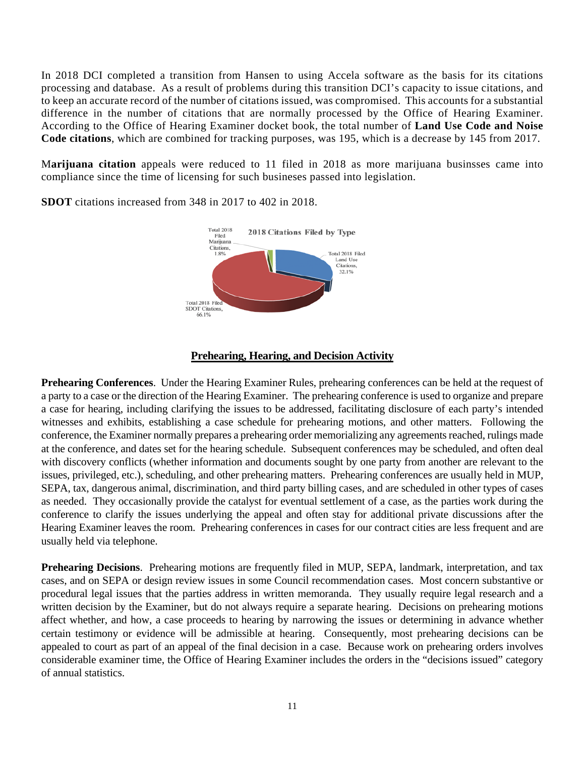In 2018 DCI completed a transition from Hansen to using Accela software as the basis for its citations processing and database. As a result of problems during this transition DCI's capacity to issue citations, and to keep an accurate record of the number of citations issued, was compromised. This accounts for a substantial difference in the number of citations that are normally processed by the Office of Hearing Examiner. According to the Office of Hearing Examiner docket book, the total number of **Land Use Code and Noise Code citations**, which are combined for tracking purposes, was 195, which is a decrease by 145 from 2017.

M**arijuana citation** appeals were reduced to 11 filed in 2018 as more marijuana businsses came into compliance since the time of licensing for such busineses passed into legislation.

**SDOT** citations increased from 348 in 2017 to 402 in 2018.

**2018 Citations Filed by Type**

Total 2018 Filed Marijuana Citations, 1.8%

Total 2018 Filed Land Use Citations, 32.1%

Total 2018 Filed SDOT Citations, 66.1%

## Prehearing, Hearing, and Decision Activity

**Prehearing Conferences**. Under the Hearing Examiner Rules, prehearing conferences can be held at the request of a party to a case or the direction of the Hearing Examiner. The prehearing conference is used to organize and prepare a case for hearing, including clarifying the issues to be addressed, facilitating disclosure of each party's intended witnesses and exhibits, establishing a case schedule for prehearing motions, and other matters. Following the conference, the Examiner normally prepares a prehearing order memorializing any agreements reached, rulings made at the conference, and dates set for the hearing schedule. Subsequent conferences may be scheduled, and often deal with discovery conflicts (whether information and documents sought by one party from another are relevant to the issues, privileged, etc.), scheduling, and other prehearing matters. Prehearing conferences are usually held in MUP, SEPA, tax, dangerous animal, discrimination, and third party billing cases, and are scheduled in other types of cases as needed. They occasionally provide the catalyst for eventual settlement of a case, as the parties work during the conference to clarify the issues underlying the appeal and often stay for additional private discussions after the Hearing Examiner leaves the room. Prehearing conferences in cases for our contract cities are less frequent and are usually held via telephone.

**Prehearing Decisions**. Prehearing motions are frequently filed in MUP, SEPA, landmark, interpretation, and tax cases, and on SEPA or design review issues in some Council recommendation cases. Most concern substantive or procedural legal issues that the parties address in written memoranda. They usually require legal research and a written decision by the Examiner, but do not always require a separate hearing. Decisions on prehearing motions affect whether, and how, a case proceeds to hearing by narrowing the issues or determining in advance whether certain testimony or evidence will be admissible at hearing. Consequently, most prehearing decisions can be appealed to court as part of an appeal of the final decision in a case. Because work on prehearing orders involves considerable examiner time, the Office of Hearing Examiner includes the orders in the "decisions issued" category of annual statistics.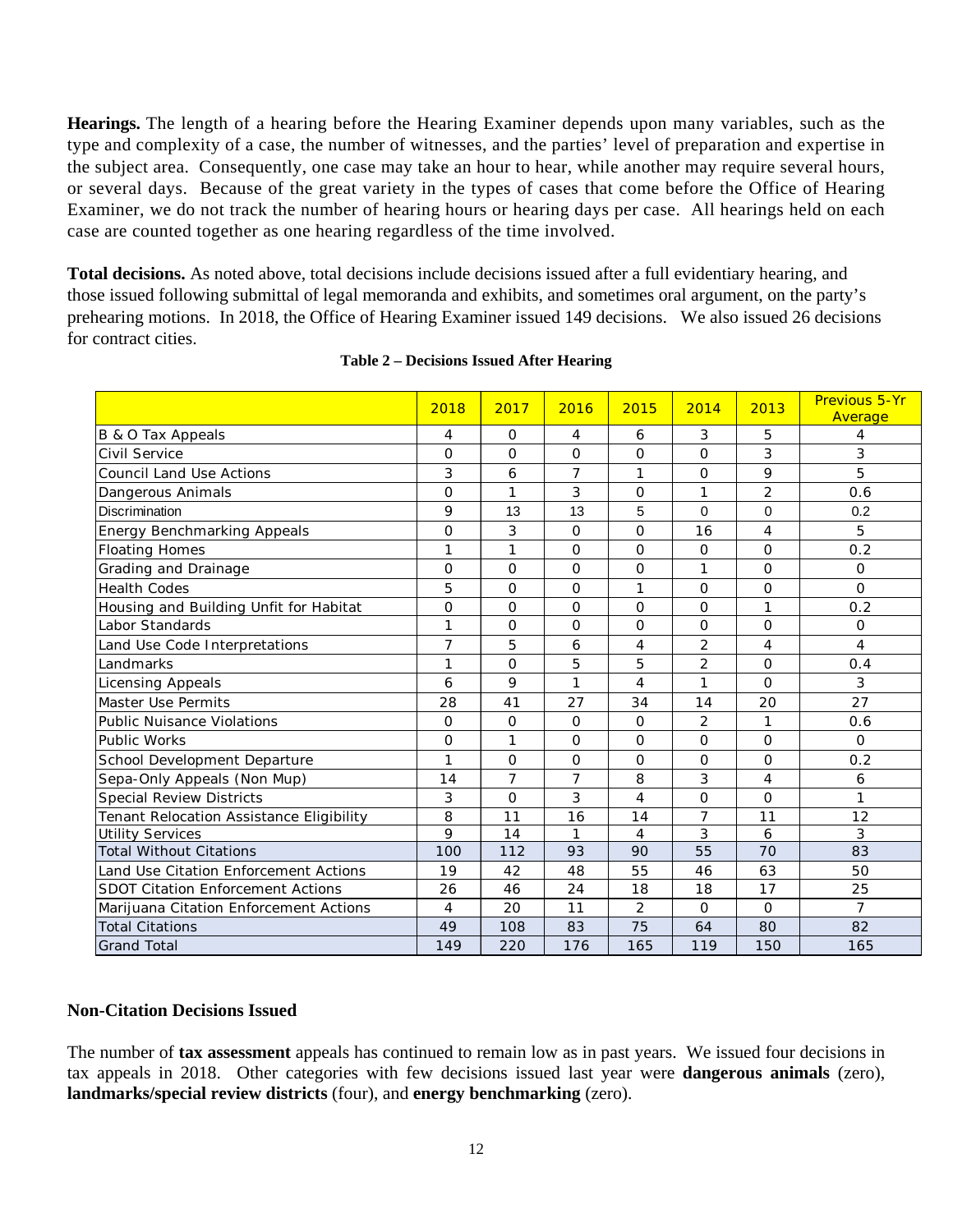**Hearings.** The length of a hearing before the Hearing Examiner depends upon many variables, such as the type and complexity of a case, the number of witnesses, and the parties' level of preparation and expertise in the subject area. Consequently, one case may take an hour to hear, while another may require several hours, or several days. Because of the great variety in the types of cases that come before the Office of Hearing Examiner, we do not track the number of hearing hours or hearing days per case. All hearings held on each case are counted together as one hearing regardless of the time involved.

**Total decisions.** As noted above, total decisions include decisions issued after a full evidentiary hearing, and those issued following submittal of legal memoranda and exhibits, and sometimes oral argument, on the party's prehearing motions. In 2018, the Office of Hearing Examiner issued 149 decisions. We also issued 26 decisions for contract cities.

**Table 2 – Decisions Issued After Hearing**

| | 2018 | 2017 | 2016 | 2015 | 2014 | 2013 | Previous 5-Yr Average |
|---|---|---|---|---|---|---|---|
| B & O Tax Appeals | 4 | 0 | 4 | 6 | 3 | 5 | 4 |
| Civil Service | 0 | 0 | 0 | 0 | 0 | 3 | 3 |
| Council Land Use Actions | 3 | 6 | 7 | 1 | 0 | 9 | 5 |
| Dangerous Animals | 0 | 1 | 3 | 0 | 1 | 2 | 0.6 |
| Discrimination | 9 | 13 | 13 | 5 | 0 | 0 | 0.2 |
| Energy Benchmarking Appeals | 0 | 3 | 0 | 0 | 16 | 4 | 5 |
| Floating Homes | 1 | 1 | 0 | 0 | 0 | 0 | 0.2 |
| Grading and Drainage | 0 | 0 | 0 | 0 | 1 | 0 | 0 |
| Health Codes | 5 | 0 | 0 | 1 | 0 | 0 | 0 |
| Housing and Building Unfit for Habitat | 0 | 0 | 0 | 0 | 0 | 1 | 0.2 |
| Labor Standards | 1 | 0 | 0 | 0 | 0 | 0 | 0 |
| Land Use Code Interpretations | 7 | 5 | 6 | 4 | 2 | 4 | 4 |
| Landmarks | 1 | 0 | 5 | 5 | 2 | 0 | 0.4 |
| Licensing Appeals | 6 | 9 | 1 | 4 | 1 | 0 | 3 |
| Master Use Permits | 28 | 41 | 27 | 34 | 14 | 20 | 27 |
| Public Nuisance Violations | 0 | 0 | 0 | 0 | 2 | 1 | 0.6 |
| Public Works | 0 | 1 | 0 | 0 | 0 | 0 | 0 |
| School Development Departure | 1 | 0 | 0 | 0 | 0 | 0 | 0.2 |
| Sepa-Only Appeals (Non Mup) | 14 | 7 | 7 | 8 | 3 | 4 | 6 |
| Special Review Districts | 3 | 0 | 3 | 4 | 0 | 0 | 1 |
| Tenant Relocation Assistance Eligibility | 8 | 11 | 16 | 14 | 7 | 11 | 12 |
| Utility Services | 9 | 14 | 1 | 4 | 3 | 6 | 3 |
| Total Without Citations | 100 | 112 | 93 | 90 | 55 | 70 | 83 |
| Land Use Citation Enforcement Actions | 19 | 42 | 48 | 55 | 46 | 63 | 50 |
| SDOT Citation Enforcement Actions | 26 | 46 | 24 | 18 | 18 | 17 | 25 |
| Marijuana Citation Enforcement Actions | 4 | 20 | 11 | 2 | 0 | 0 | 7 |
| Total Citations | 49 | 108 | 83 | 75 | 64 | 80 | 82 |
| Grand Total | 149 | 220 | 176 | 165 | 119 | 150 | 165 |

### Non-Citation Decisions Issued

The number of **tax assessment** appeals has continued to remain low as in past years. We issued four decisions in tax appeals in 2018. Other categories with few decisions issued last year were **dangerous animals** (zero), **landmarks/special review districts** (four), and **energy benchmarking** (zero).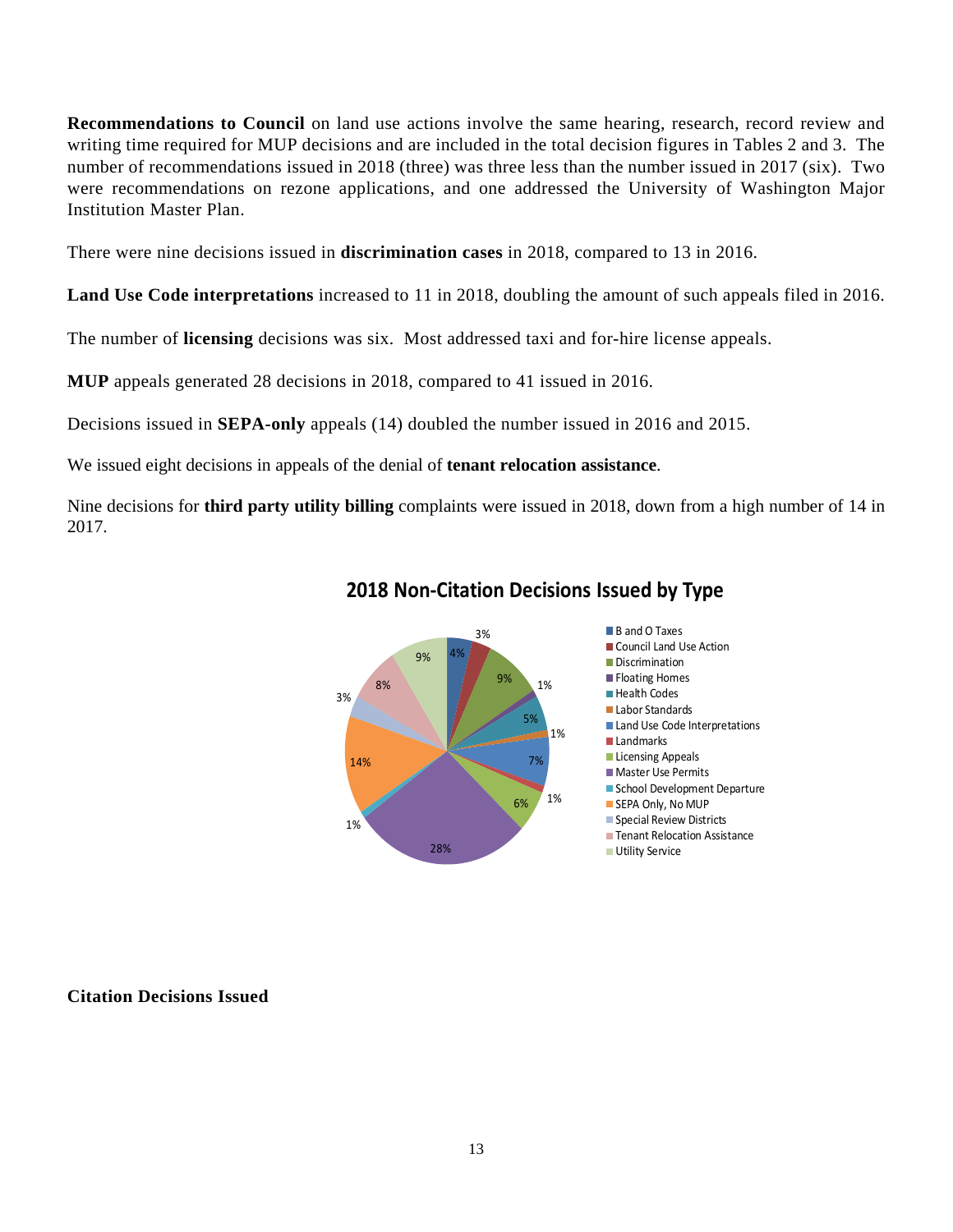**Recommendations to Council** on land use actions involve the same hearing, research, record review and writing time required for MUP decisions and are included in the total decision figures in Tables 2 and 3. The number of recommendations issued in 2018 (three) was three less than the number issued in 2017 (six). Two were recommendations on rezone applications, and one addressed the University of Washington Major Institution Master Plan.

There were nine decisions issued in **discrimination cases** in 2018, compared to 13 in 2016.

**Land Use Code interpretations** increased to 11 in 2018, doubling the amount of such appeals filed in 2016.

The number of **licensing** decisions was six. Most addressed taxi and for-hire license appeals.

**MUP** appeals generated 28 decisions in 2018, compared to 41 issued in 2016.

Decisions issued in **SEPA-only** appeals (14) doubled the number issued in 2016 and 2015.

We issued eight decisions in appeals of the denial of **tenant relocation assistance**.

Nine decisions for **third party utility billing** complaints were issued in 2018, down from a high number of 14 in 2017.

**2018 Non-Citation Decisions Issued by Type**

| Type | Percent |
| --- | --- |
| B and O Taxes | 4% |
| Council Land Use Action | 3% |
| Discrimination | 9% |
| Floating Homes | 1% |
| Health Codes | 5% |
| Labor Standards | 1% |
| Land Use Code Interpretations | 7% |
| Landmarks | 1% |
| Licensing Appeals | 6% |
| Master Use Permits | 28% |
| School Development Departure | 1% |
| SEPA Only, No MUP | 14% |
| Special Review Districts | 3% |
| Tenant Relocation Assistance | 8% |
| Utility Service | 9% |

**Citation Decisions Issued**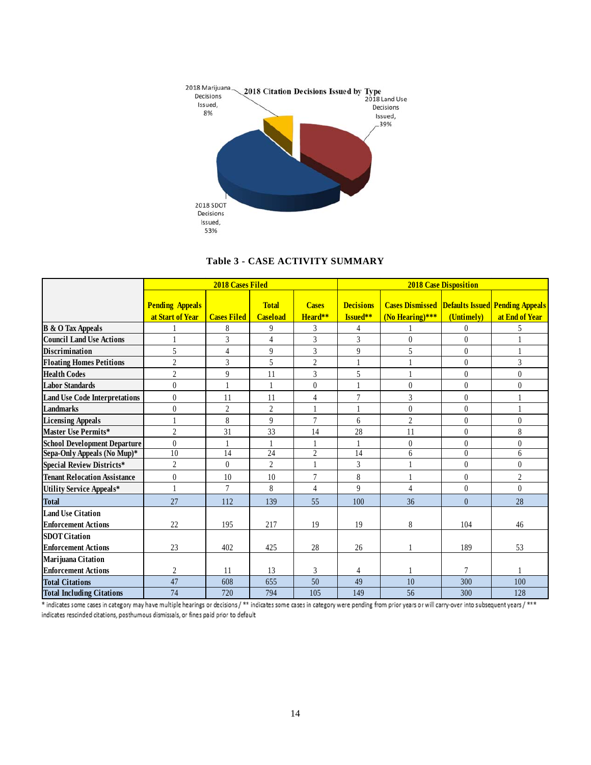2018 Citation Decisions Issued by Type

2018 Marijuana Decisions Issued, 8%

2018 Land Use Decisions Issued, 39%

2018 SDOT Decisions Issued, 53%

### Table 3 - CASE ACTIVITY SUMMARY

| | 2018 Cases Filed | | | | 2018 Case Disposition | | | |
|---|---|---|---|---|---|---|---|---|
| | Pending Appeals at Start of Year | Cases Filed | Total Caseload | Cases Heard** | Decisions Issued** | Cases Dismissed (No Hearing)*** | Defaults Issued (Untimely) | Pending Appeals at End of Year |
| B & O Tax Appeals | 1 | 8 | 9 | 3 | 4 | 1 | 0 | 5 |
| Council Land Use Actions | 1 | 3 | 4 | 3 | 3 | 0 | 0 | 1 |
| Discrimination | 5 | 4 | 9 | 3 | 9 | 5 | 0 | 1 |
| Floating Homes Petitions | 2 | 3 | 5 | 2 | 1 | 1 | 0 | 3 |
| Health Codes | 2 | 9 | 11 | 3 | 5 | 1 | 0 | 0 |
| Labor Standards | 0 | 1 | 1 | 0 | 1 | 0 | 0 | 0 |
| Land Use Code Interpretations | 0 | 11 | 11 | 4 | 7 | 3 | 0 | 1 |
| Landmarks | 0 | 2 | 2 | 1 | 1 | 0 | 0 | 1 |
| Licensing Appeals | 1 | 8 | 9 | 7 | 6 | 2 | 0 | 0 |
| Master Use Permits* | 2 | 31 | 33 | 14 | 28 | 11 | 0 | 8 |
| School Development Departure | 0 | 1 | 1 | 1 | 1 | 0 | 0 | 0 |
| Sepa-Only Appeals (No Mup)* | 10 | 14 | 24 | 2 | 14 | 6 | 0 | 6 |
| Special Review Districts* | 2 | 0 | 2 | 1 | 3 | 1 | 0 | 0 |
| Tenant Relocation Assistance | 0 | 10 | 10 | 7 | 8 | 1 | 0 | 2 |
| Utility Service Appeals* | 1 | 7 | 8 | 4 | 9 | 4 | 0 | 0 |
| Total | 27 | 112 | 139 | 55 | 100 | 36 | 0 | 28 |
| Land Use Citation Enforcement Actions | 22 | 195 | 217 | 19 | 19 | 8 | 104 | 46 |
| SDOT Citation Enforcement Actions | 23 | 402 | 425 | 28 | 26 | 1 | 189 | 53 |
| Marijuana Citation Enforcement Actions | 2 | 11 | 13 | 3 | 4 | 1 | 7 | 1 |
| Total Citations | 47 | 608 | 655 | 50 | 49 | 10 | 300 | 100 |
| Total Including Citations | 74 | 720 | 794 | 105 | 149 | 56 | 300 | 128 |

\* indicates some cases in category may have multiple hearings or decisions / ** indicates some cases in category were pending from prior years or will carry-over into subsequent years / *** indicates rescinded citations, posthumous dismissals, or fines paid prior to default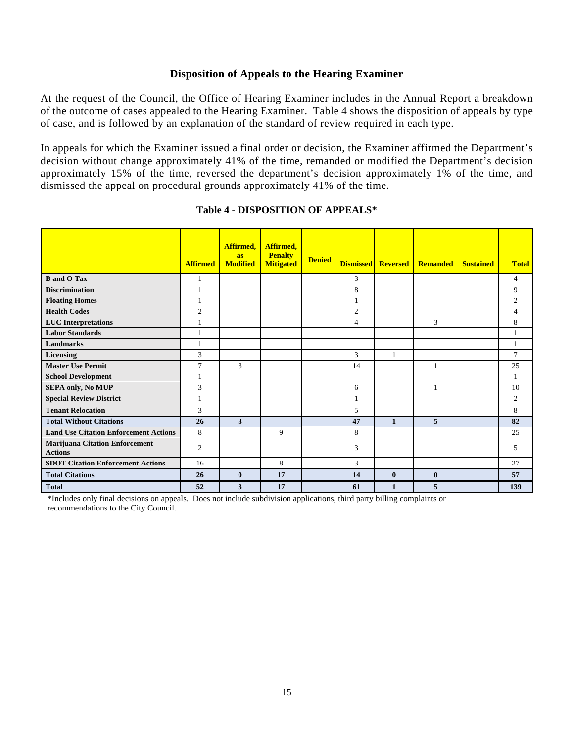## Disposition of Appeals to the Hearing Examiner

At the request of the Council, the Office of Hearing Examiner includes in the Annual Report a breakdown of the outcome of cases appealed to the Hearing Examiner. Table 4 shows the disposition of appeals by type of case, and is followed by an explanation of the standard of review required in each type.

In appeals for which the Examiner issued a final order or decision, the Examiner affirmed the Department's decision without change approximately 41% of the time, remanded or modified the Department's decision approximately 15% of the time, reversed the department's decision approximately 1% of the time, and dismissed the appeal on procedural grounds approximately 41% of the time.

### Table 4 - DISPOSITION OF APPEALS*

| | Affirmed | Affirmed, as Modified | Affirmed, Penalty Mitigated | Denied | Dismissed | Reversed | Remanded | Sustained | Total |
|---|---|---|---|---|---|---|---|---|---|
| **B and O Tax** | 1 | | | | 3 | | | | 4 |
| **Discrimination** | 1 | | | | 8 | | | | 9 |
| **Floating Homes** | 1 | | | | 1 | | | | 2 |
| **Health Codes** | 2 | | | | 2 | | | | 4 |
| **LUC Interpretations** | 1 | | | | 4 | | 3 | | 8 |
| **Labor Standards** | 1 | | | | | | | | 1 |
| **Landmarks** | 1 | | | | | | | | 1 |
| **Licensing** | 3 | | | | 3 | 1 | | | 7 |
| **Master Use Permit** | 7 | 3 | | | 14 | | 1 | | 25 |
| **School Development** | 1 | | | | | | | | 1 |
| **SEPA only, No MUP** | 3 | | | | 6 | | 1 | | 10 |
| **Special Review District** | 1 | | | | 1 | | | | 2 |
| **Tenant Relocation** | 3 | | | | 5 | | | | 8 |
| **Total Without Citations** | **26** | **3** | | | **47** | **1** | **5** | | **82** |
| **Land Use Citation Enforcement Actions** | 8 | | 9 | | 8 | | | | 25 |
| **Marijuana Citation Enforcement Actions** | 2 | | | | 3 | | | | 5 |
| **SDOT Citation Enforcement Actions** | 16 | | 8 | | 3 | | | | 27 |
| **Total Citations** | **26** | **0** | **17** | | **14** | **0** | **0** | | **57** |
| **Total** | **52** | **3** | **17** | | **61** | **1** | **5** | | **139** |

*Includes only final decisions on appeals. Does not include subdivision applications, third party billing complaints or recommendations to the City Council.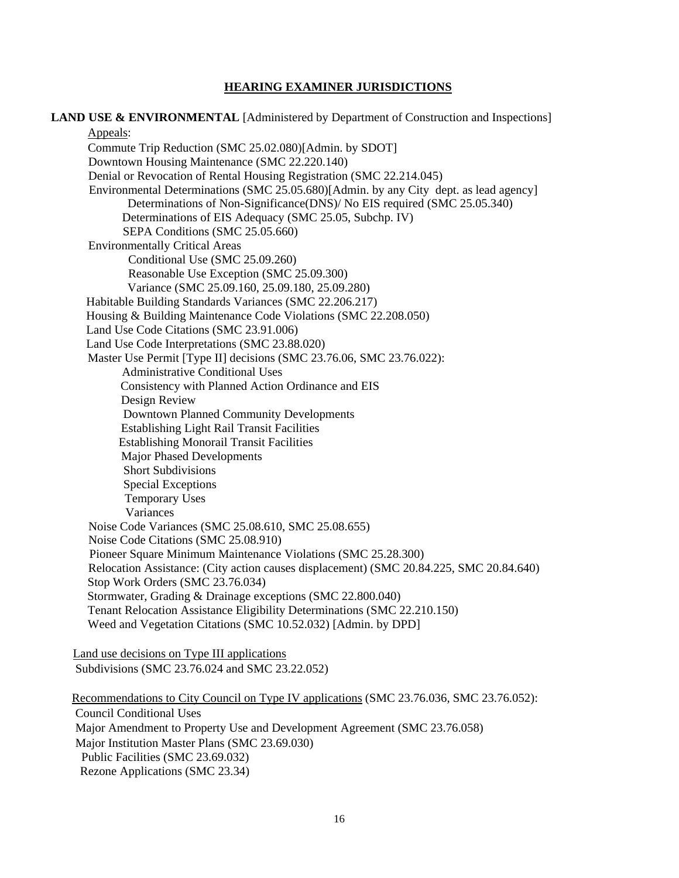## HEARING EXAMINER JURISDICTIONS

**LAND USE & ENVIRONMENTAL** [Administered by Department of Construction and Inspections]

Appeals:

- Commute Trip Reduction (SMC 25.02.080)[Admin. by SDOT]
- Downtown Housing Maintenance (SMC 22.220.140)
- Denial or Revocation of Rental Housing Registration (SMC 22.214.045)
- Environmental Determinations (SMC 25.05.680)[Admin. by any City dept. as lead agency]
  - Determinations of Non-Significance(DNS)/ No EIS required (SMC 25.05.340)
  - Determinations of EIS Adequacy (SMC 25.05, Subchp. IV)
  - SEPA Conditions (SMC 25.05.660)
- Environmentally Critical Areas
  - Conditional Use (SMC 25.09.260)
  - Reasonable Use Exception (SMC 25.09.300)
  - Variance (SMC 25.09.160, 25.09.180, 25.09.280)
- Habitable Building Standards Variances (SMC 22.206.217)
- Housing & Building Maintenance Code Violations (SMC 22.208.050)
- Land Use Code Citations (SMC 23.91.006)
- Land Use Code Interpretations (SMC 23.88.020)
- Master Use Permit [Type II] decisions (SMC 23.76.06, SMC 23.76.022):
  - Administrative Conditional Uses
  - Consistency with Planned Action Ordinance and EIS
  - Design Review
  - Downtown Planned Community Developments
  - Establishing Light Rail Transit Facilities
  - Establishing Monorail Transit Facilities
  - Major Phased Developments
  - Short Subdivisions
  - Special Exceptions
  - Temporary Uses
  - Variances
- Noise Code Variances (SMC 25.08.610, SMC 25.08.655)
- Noise Code Citations (SMC 25.08.910)
- Pioneer Square Minimum Maintenance Violations (SMC 25.28.300)
- Relocation Assistance: (City action causes displacement) (SMC 20.84.225, SMC 20.84.640)
- Stop Work Orders (SMC 23.76.034)
- Stormwater, Grading & Drainage exceptions (SMC 22.800.040)
- Tenant Relocation Assistance Eligibility Determinations (SMC 22.210.150)
- Weed and Vegetation Citations (SMC 10.52.032) [Admin. by DPD]

Land use decisions on Type III applications

- Subdivisions (SMC 23.76.024 and SMC 23.22.052)

Recommendations to City Council on Type IV applications (SMC 23.76.036, SMC 23.76.052):

- Council Conditional Uses
- Major Amendment to Property Use and Development Agreement (SMC 23.76.058)
- Major Institution Master Plans (SMC 23.69.030)
- Public Facilities (SMC 23.69.032)
- Rezone Applications (SMC 23.34)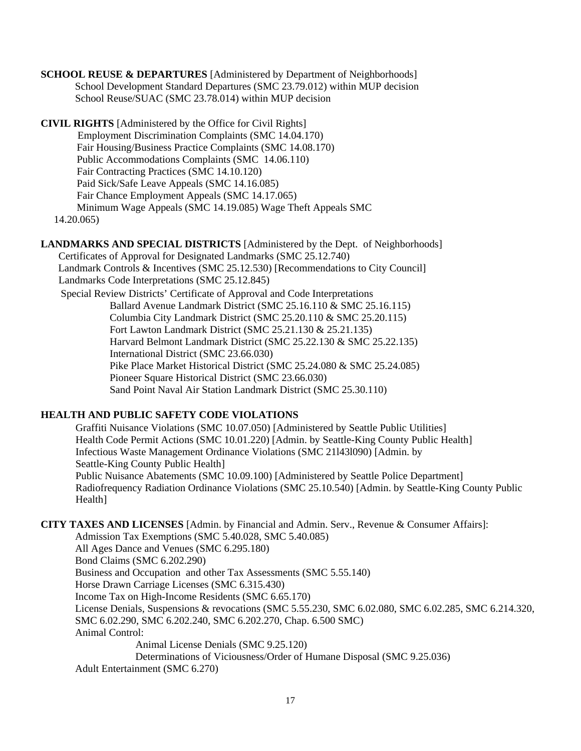**SCHOOL REUSE & DEPARTURES** [Administered by Department of Neighborhoods]
School Development Standard Departures (SMC 23.79.012) within MUP decision
School Reuse/SUAC (SMC 23.78.014) within MUP decision

**CIVIL RIGHTS** [Administered by the Office for Civil Rights]
Employment Discrimination Complaints (SMC 14.04.170)
Fair Housing/Business Practice Complaints (SMC 14.08.170)
Public Accommodations Complaints (SMC 14.06.110)
Fair Contracting Practices (SMC 14.10.120)
Paid Sick/Safe Leave Appeals (SMC 14.16.085)
Fair Chance Employment Appeals (SMC 14.17.065)
Minimum Wage Appeals (SMC 14.19.085) Wage Theft Appeals SMC 14.20.065)

**LANDMARKS AND SPECIAL DISTRICTS** [Administered by the Dept. of Neighborhoods]
Certificates of Approval for Designated Landmarks (SMC 25.12.740)
Landmark Controls & Incentives (SMC 25.12.530) [Recommendations to City Council]
Landmarks Code Interpretations (SMC 25.12.845)
Special Review Districts' Certificate of Approval and Code Interpretations
- Ballard Avenue Landmark District (SMC 25.16.110 & SMC 25.16.115)
- Columbia City Landmark District (SMC 25.20.110 & SMC 25.20.115)
- Fort Lawton Landmark District (SMC 25.21.130 & 25.21.135)
- Harvard Belmont Landmark District (SMC 25.22.130 & SMC 25.22.135)
- International District (SMC 23.66.030)
- Pike Place Market Historical District (SMC 25.24.080 & SMC 25.24.085)
- Pioneer Square Historical District (SMC 23.66.030)
- Sand Point Naval Air Station Landmark District (SMC 25.30.110)

**HEALTH AND PUBLIC SAFETY CODE VIOLATIONS**
Graffiti Nuisance Violations (SMC 10.07.050) [Administered by Seattle Public Utilities]
Health Code Permit Actions (SMC 10.01.220) [Admin. by Seattle-King County Public Health]
Infectious Waste Management Ordinance Violations (SMC 21l43l090) [Admin. by Seattle-King County Public Health]
Public Nuisance Abatements (SMC 10.09.100) [Administered by Seattle Police Department]
Radiofrequency Radiation Ordinance Violations (SMC 25.10.540) [Admin. by Seattle-King County Public Health]

**CITY TAXES AND LICENSES** [Admin. by Financial and Admin. Serv., Revenue & Consumer Affairs]:
Admission Tax Exemptions (SMC 5.40.028, SMC 5.40.085)
All Ages Dance and Venues (SMC 6.295.180)
Bond Claims (SMC 6.202.290)
Business and Occupation and other Tax Assessments (SMC 5.55.140)
Horse Drawn Carriage Licenses (SMC 6.315.430)
Income Tax on High-Income Residents (SMC 6.65.170)
License Denials, Suspensions & revocations (SMC 5.55.230, SMC 6.02.080, SMC 6.02.285, SMC 6.214.320, SMC 6.02.290, SMC 6.202.240, SMC 6.202.270, Chap. 6.500 SMC)
Animal Control:
- Animal License Denials (SMC 9.25.120)
- Determinations of Viciousness/Order of Humane Disposal (SMC 9.25.036)

Adult Entertainment (SMC 6.270)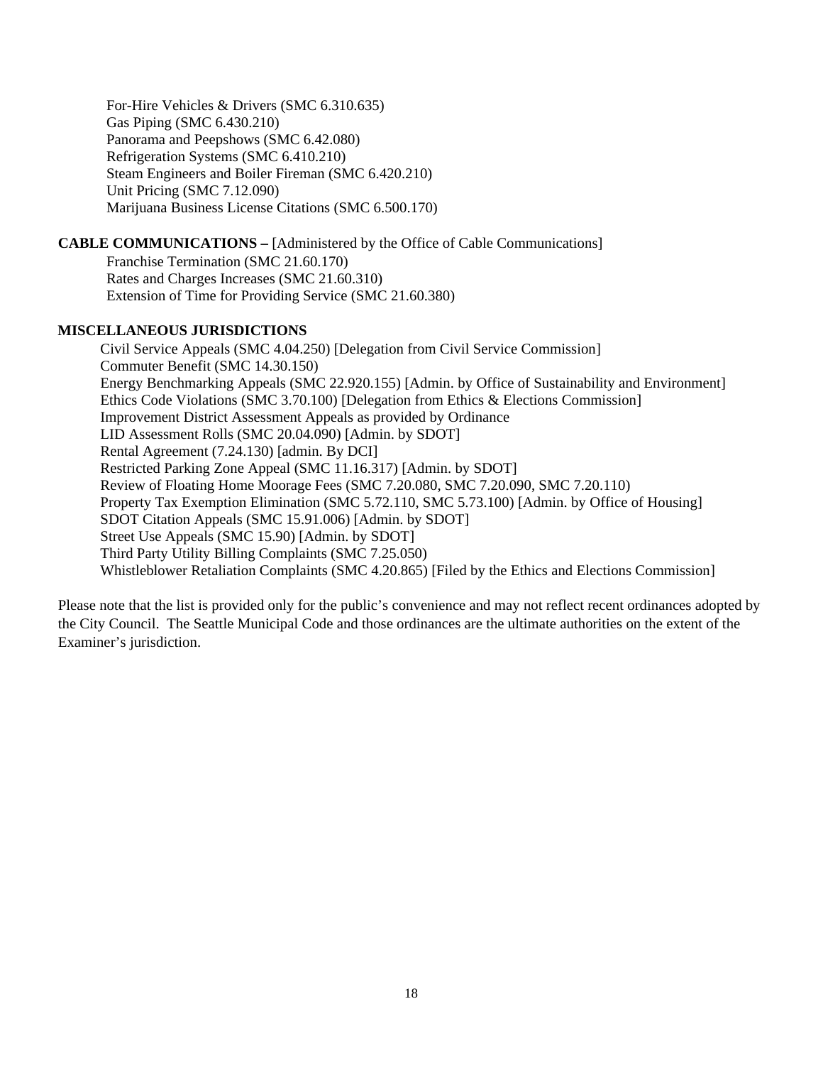For-Hire Vehicles & Drivers (SMC 6.310.635)
Gas Piping (SMC 6.430.210)
Panorama and Peepshows (SMC 6.42.080)
Refrigeration Systems (SMC 6.410.210)
Steam Engineers and Boiler Fireman (SMC 6.420.210)
Unit Pricing (SMC 7.12.090)
Marijuana Business License Citations (SMC 6.500.170)

**CABLE COMMUNICATIONS –** [Administered by the Office of Cable Communications]
Franchise Termination (SMC 21.60.170)
Rates and Charges Increases (SMC 21.60.310)
Extension of Time for Providing Service (SMC 21.60.380)

**MISCELLANEOUS JURISDICTIONS**
Civil Service Appeals (SMC 4.04.250) [Delegation from Civil Service Commission]
Commuter Benefit (SMC 14.30.150)
Energy Benchmarking Appeals (SMC 22.920.155) [Admin. by Office of Sustainability and Environment]
Ethics Code Violations (SMC 3.70.100) [Delegation from Ethics & Elections Commission]
Improvement District Assessment Appeals as provided by Ordinance
LID Assessment Rolls (SMC 20.04.090) [Admin. by SDOT]
Rental Agreement (7.24.130) [admin. By DCI]
Restricted Parking Zone Appeal (SMC 11.16.317) [Admin. by SDOT]
Review of Floating Home Moorage Fees (SMC 7.20.080, SMC 7.20.090, SMC 7.20.110)
Property Tax Exemption Elimination (SMC 5.72.110, SMC 5.73.100) [Admin. by Office of Housing]
SDOT Citation Appeals (SMC 15.91.006) [Admin. by SDOT]
Street Use Appeals (SMC 15.90) [Admin. by SDOT]
Third Party Utility Billing Complaints (SMC 7.25.050)
Whistleblower Retaliation Complaints (SMC 4.20.865) [Filed by the Ethics and Elections Commission]

Please note that the list is provided only for the public's convenience and may not reflect recent ordinances adopted by the City Council. The Seattle Municipal Code and those ordinances are the ultimate authorities on the extent of the Examiner's jurisdiction.